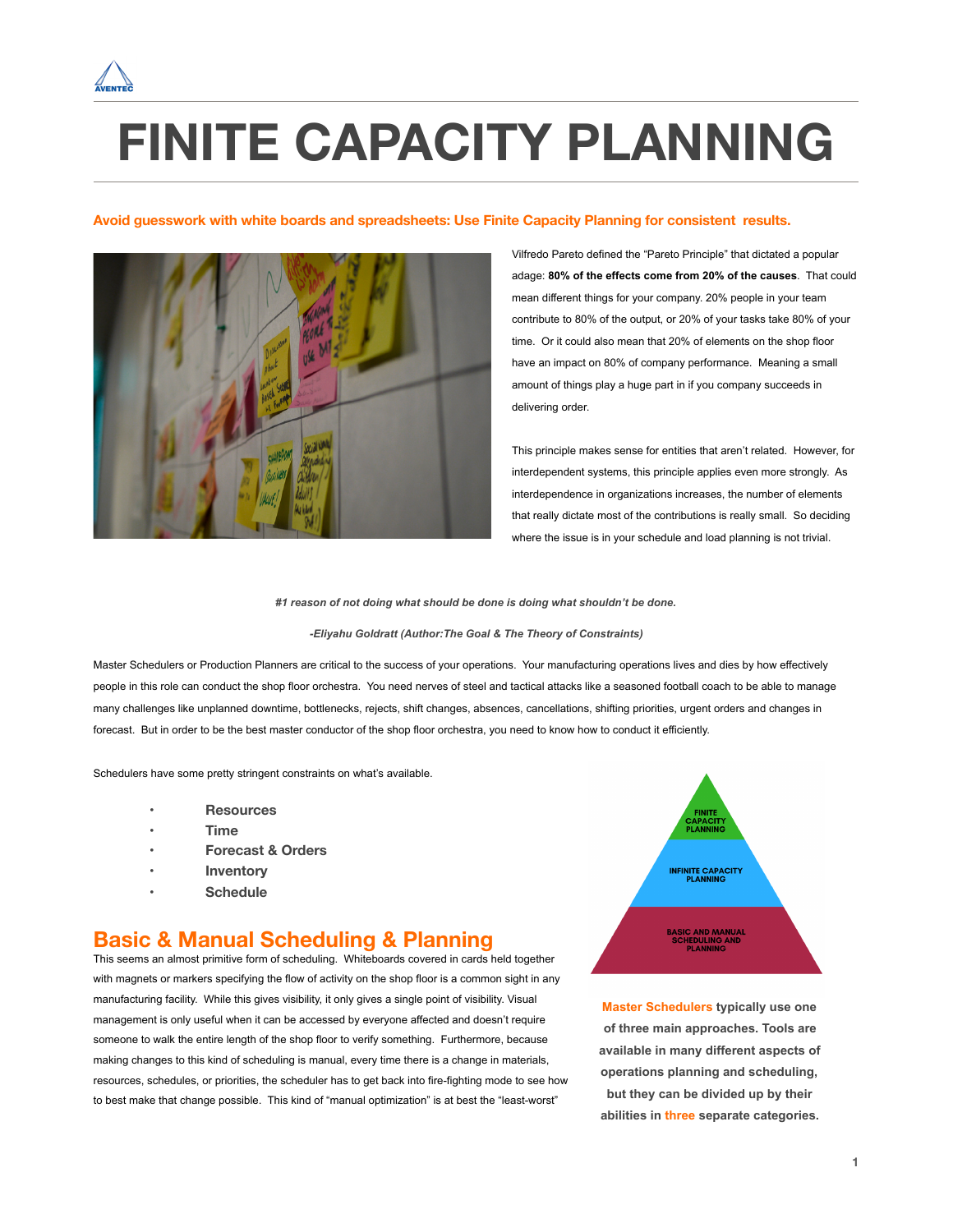# FINITE CAPACITY PLANNING

**Avoid guesswork with white boards and spreadsheets: Use Finite Capacity Planning for consistent results.**

Vilfredo Pareto defined the "Pareto Principle" that dictated a popular adage: **80% of the effects come from 20% of the causes**. That could mean different things for your company. 20% people in your team contribute to 80% of the output, or 20% of your tasks take 80% of your time. Or it could also mean that 20% of elements on the shop floor have an impact on 80% of company performance. Meaning a small amount of things play a huge part in if you company succeeds in delivering order.

This principle makes sense for entities that aren't related. However, for interdependent systems, this principle applies even more strongly. As interdependence in organizations increases, the number of elements that really dictate most of the contributions is really small. So deciding where the issue is in your schedule and load planning is not trivial.

***#1 reason of not doing what should be done is doing what shouldn't be done.***

***-Eliyahu Goldratt (Author:The Goal & The Theory of Constraints)***

Master Schedulers or Production Planners are critical to the success of your operations. Your manufacturing operations lives and dies by how effectively people in this role can conduct the shop floor orchestra. You need nerves of steel and tactical attacks like a seasoned football coach to be able to manage many challenges like unplanned downtime, bottlenecks, rejects, shift changes, absences, cancellations, shifting priorities, urgent orders and changes in forecast. But in order to be the best master conductor of the shop floor orchestra, you need to know how to conduct it efficiently.

Schedulers have some pretty stringent constraints on what's available.

- **Resources**
- **Time**
- **Forecast & Orders**
- **Inventory**
- **Schedule**

FINITE CAPACITY PLANNING

INFINITE CAPACITY PLANNING

BASIC AND MANUAL SCHEDULING AND PLANNING

**Master Schedulers typically use one of three main approaches. Tools are available in many different aspects of operations planning and scheduling, but they can be divided up by their abilities in three separate categories.**

## Basic & Manual Scheduling & Planning

This seems an almost primitive form of scheduling. Whiteboards covered in cards held together with magnets or markers specifying the flow of activity on the shop floor is a common sight in any manufacturing facility. While this gives visibility, it only gives a single point of visibility. Visual management is only useful when it can be accessed by everyone affected and doesn't require someone to walk the entire length of the shop floor to verify something. Furthermore, because making changes to this kind of scheduling is manual, every time there is a change in materials, resources, schedules, or priorities, the scheduler has to get back into fire-fighting mode to see how to best make that change possible. This kind of "manual optimization" is at best the "least-worst"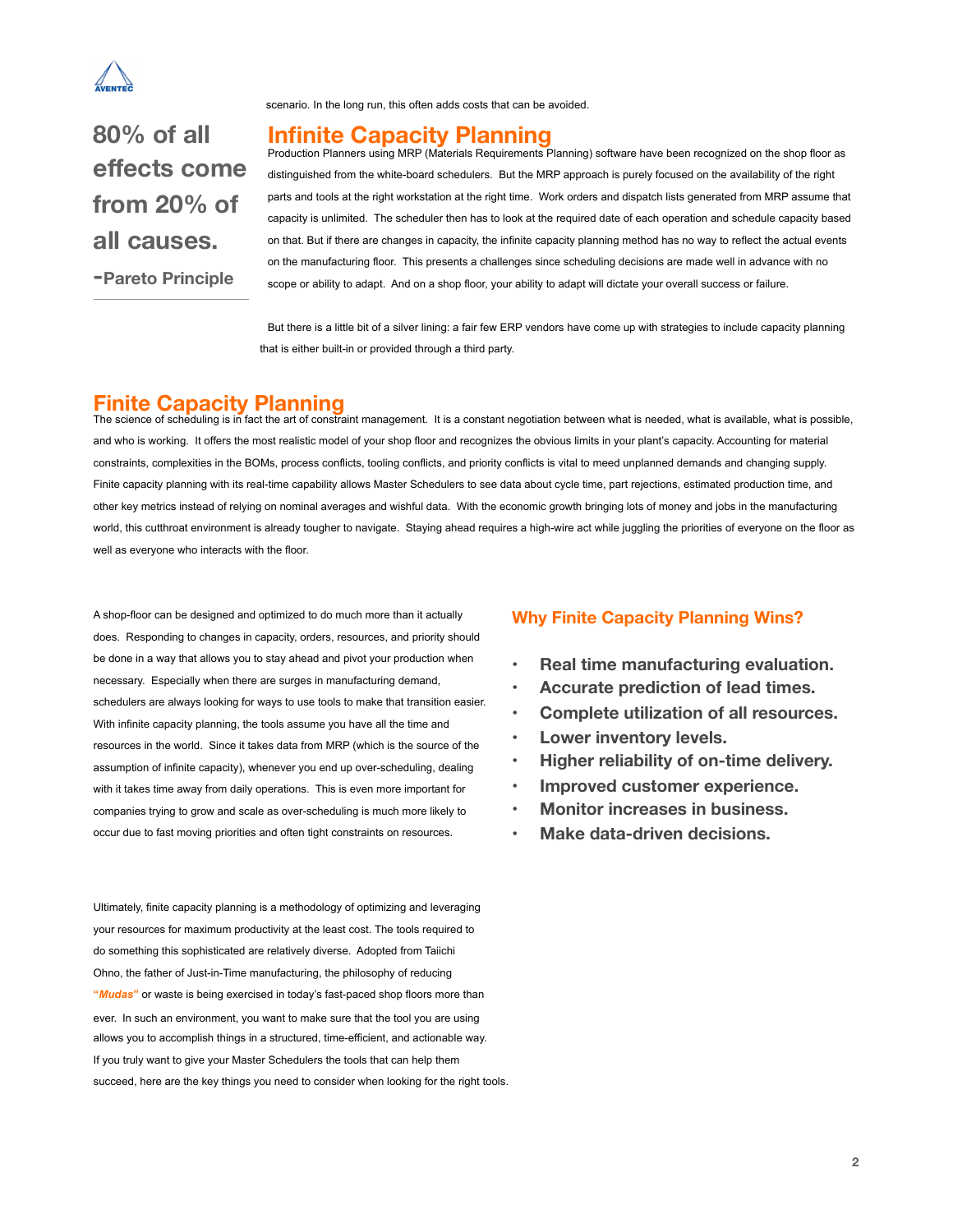scenario. In the long run, this often adds costs that can be avoided.

**80% of all effects come from 20% of all causes.**

**-Pareto Principle**

## Infinite Capacity Planning

Production Planners using MRP (Materials Requirements Planning) software have been recognized on the shop floor as distinguished from the white-board schedulers. But the MRP approach is purely focused on the availability of the right parts and tools at the right workstation at the right time. Work orders and dispatch lists generated from MRP assume that capacity is unlimited. The scheduler then has to look at the required date of each operation and schedule capacity based on that. But if there are changes in capacity, the infinite capacity planning method has no way to reflect the actual events on the manufacturing floor. This presents a challenges since scheduling decisions are made well in advance with no scope or ability to adapt. And on a shop floor, your ability to adapt will dictate your overall success or failure.

But there is a little bit of a silver lining: a fair few ERP vendors have come up with strategies to include capacity planning that is either built-in or provided through a third party.

## Finite Capacity Planning

The science of scheduling is in fact the art of constraint management. It is a constant negotiation between what is needed, what is available, what is possible, and who is working. It offers the most realistic model of your shop floor and recognizes the obvious limits in your plant's capacity. Accounting for material constraints, complexities in the BOMs, process conflicts, tooling conflicts, and priority conflicts is vital to meed unplanned demands and changing supply. Finite capacity planning with its real-time capability allows Master Schedulers to see data about cycle time, part rejections, estimated production time, and other key metrics instead of relying on nominal averages and wishful data. With the economic growth bringing lots of money and jobs in the manufacturing world, this cutthroat environment is already tougher to navigate. Staying ahead requires a high-wire act while juggling the priorities of everyone on the floor as well as everyone who interacts with the floor.

A shop-floor can be designed and optimized to do much more than it actually does. Responding to changes in capacity, orders, resources, and priority should be done in a way that allows you to stay ahead and pivot your production when necessary. Especially when there are surges in manufacturing demand, schedulers are always looking for ways to use tools to make that transition easier. With infinite capacity planning, the tools assume you have all the time and resources in the world. Since it takes data from MRP (which is the source of the assumption of infinite capacity), whenever you end up over-scheduling, dealing with it takes time away from daily operations. This is even more important for companies trying to grow and scale as over-scheduling is much more likely to occur due to fast moving priorities and often tight constraints on resources.

Ultimately, finite capacity planning is a methodology of optimizing and leveraging your resources for maximum productivity at the least cost. The tools required to do something this sophisticated are relatively diverse. Adopted from Taiichi Ohno, the father of Just-in-Time manufacturing, the philosophy of reducing ***"Mudas"*** or waste is being exercised in today's fast-paced shop floors more than ever. In such an environment, you want to make sure that the tool you are using allows you to accomplish things in a structured, time-efficient, and actionable way. If you truly want to give your Master Schedulers the tools that can help them succeed, here are the key things you need to consider when looking for the right tools.

### Why Finite Capacity Planning Wins?

- **Real time manufacturing evaluation.**
- **Accurate prediction of lead times.**
- **Complete utilization of all resources.**
- **Lower inventory levels.**
- **Higher reliability of on-time delivery.**
- **Improved customer experience.**
- **Monitor increases in business.**
- **Make data-driven decisions.**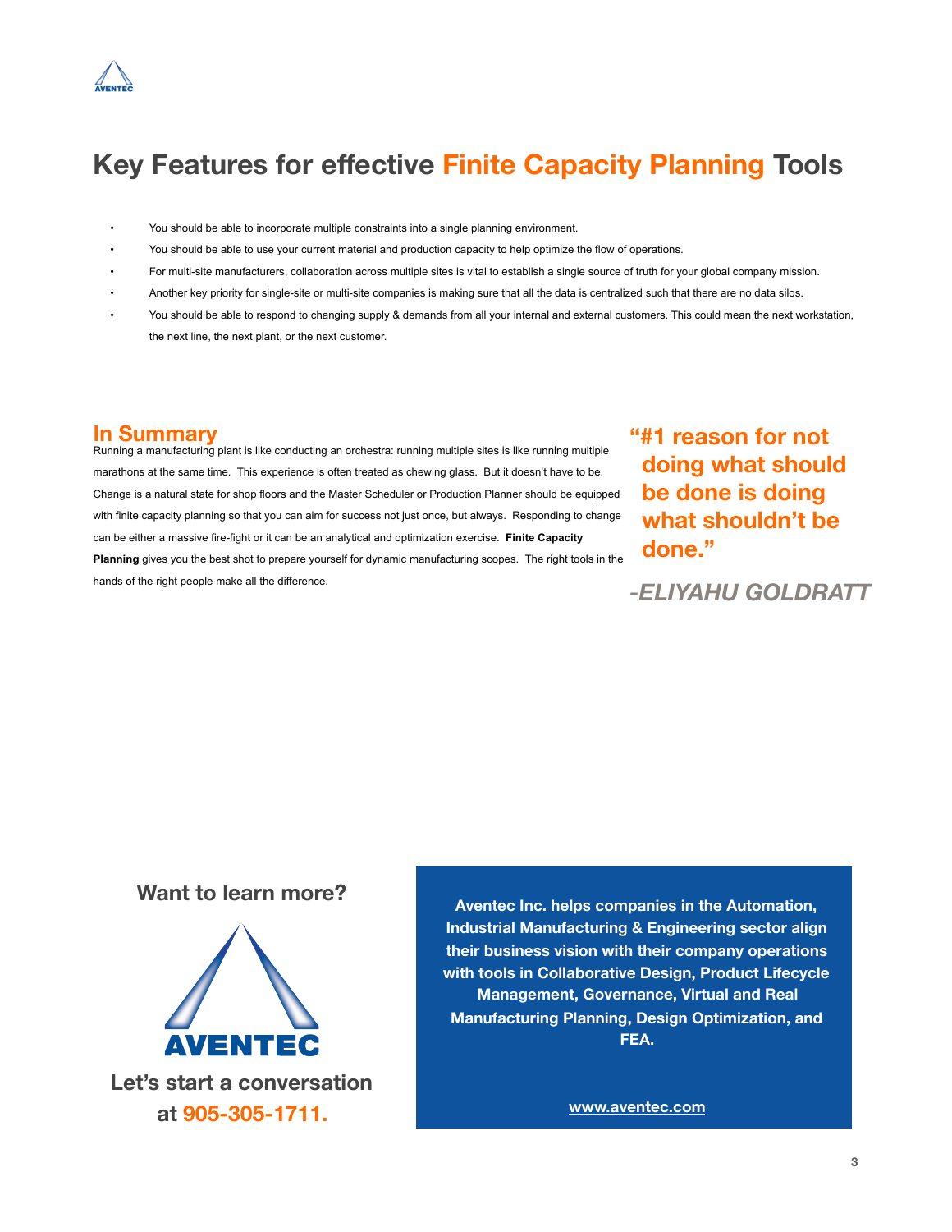# Key Features for effective Finite Capacity Planning Tools

- You should be able to incorporate multiple constraints into a single planning environment.
- You should be able to use your current material and production capacity to help optimize the flow of operations.
- For multi-site manufacturers, collaboration across multiple sites is vital to establish a single source of truth for your global company mission.
- Another key priority for single-site or multi-site companies is making sure that all the data is centralized such that there are no data silos.
- You should be able to respond to changing supply & demands from all your internal and external customers. This could mean the next workstation, the next line, the next plant, or the next customer.

## In Summary

Running a manufacturing plant is like conducting an orchestra: running multiple sites is like running multiple marathons at the same time. This experience is often treated as chewing glass. But it doesn't have to be. Change is a natural state for shop floors and the Master Scheduler or Production Planner should be equipped with finite capacity planning so that you can aim for success not just once, but always. Responding to change can be either a massive fire-fight or it can be an analytical and optimization exercise. **Finite Capacity Planning** gives you the best shot to prepare yourself for dynamic manufacturing scopes. The right tools in the hands of the right people make all the difference.

> **"#1 reason for not doing what should be done is doing what shouldn't be done."**
>
> ***-ELIYAHU GOLDRATT***

**Want to learn more?**

**AVENTEC**

**Let's start a conversation at 905-305-1711.**

**Aventec Inc. helps companies in the Automation, Industrial Manufacturing & Engineering sector align their business vision with their company operations with tools in Collaborative Design, Product Lifecycle Management, Governance, Virtual and Real Manufacturing Planning, Design Optimization, and FEA.**

**www.aventec.com**